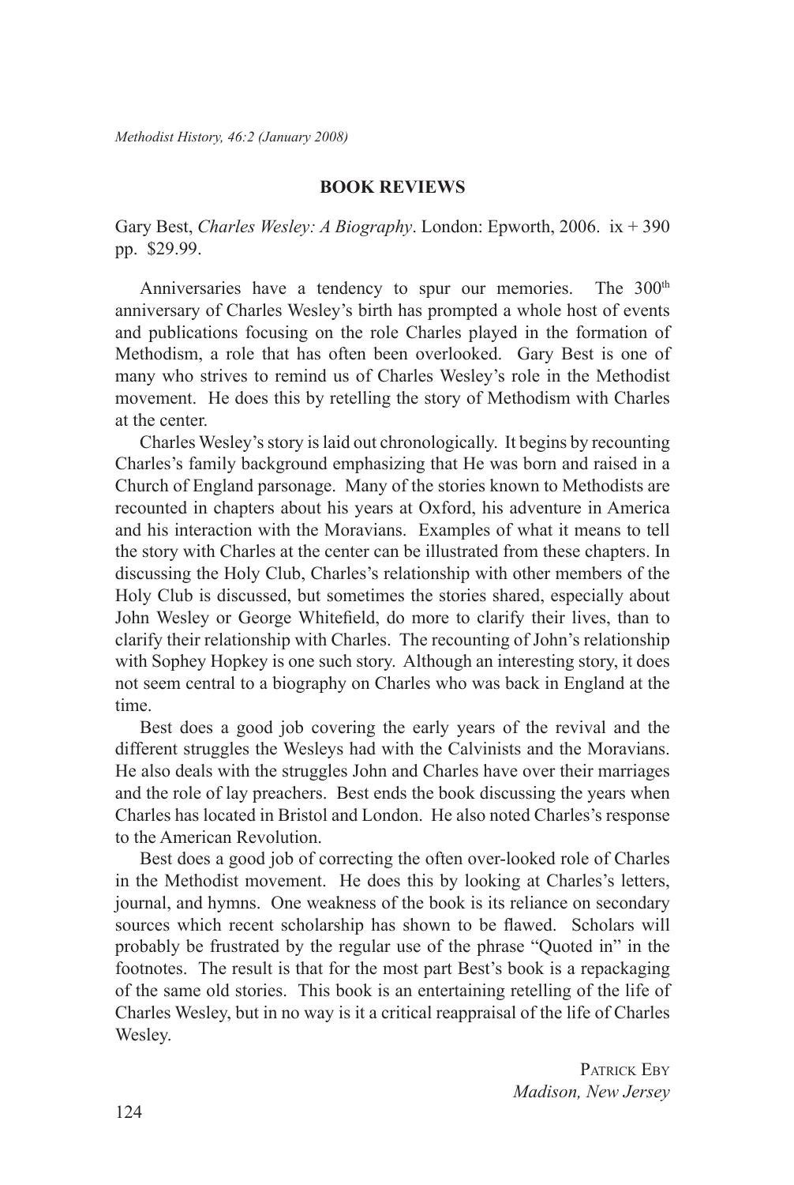## BOOK REVIEWS

Gary Best, *Charles Wesley: A Biography*. London: Epworth, 2006. ix + 390 pp. $29.99.

Anniversaries have a tendency to spur our memories. The 300th anniversary of Charles Wesley's birth has prompted a whole host of events and publications focusing on the role Charles played in the formation of Methodism, a role that has often been overlooked. Gary Best is one of many who strives to remind us of Charles Wesley's role in the Methodist movement. He does this by retelling the story of Methodism with Charles at the center.

Charles Wesley's story is laid out chronologically. It begins by recounting Charles's family background emphasizing that He was born and raised in a Church of England parsonage. Many of the stories known to Methodists are recounted in chapters about his years at Oxford, his adventure in America and his interaction with the Moravians. Examples of what it means to tell the story with Charles at the center can be illustrated from these chapters. In discussing the Holy Club, Charles's relationship with other members of the Holy Club is discussed, but sometimes the stories shared, especially about John Wesley or George Whitefield, do more to clarify their lives, than to clarify their relationship with Charles. The recounting of John's relationship with Sophey Hopkey is one such story. Although an interesting story, it does not seem central to a biography on Charles who was back in England at the time.

Best does a good job covering the early years of the revival and the different struggles the Wesleys had with the Calvinists and the Moravians. He also deals with the struggles John and Charles have over their marriages and the role of lay preachers. Best ends the book discussing the years when Charles has located in Bristol and London. He also noted Charles's response to the American Revolution.

Best does a good job of correcting the often over-looked role of Charles in the Methodist movement. He does this by looking at Charles's letters, journal, and hymns. One weakness of the book is its reliance on secondary sources which recent scholarship has shown to be flawed. Scholars will probably be frustrated by the regular use of the phrase "Quoted in" in the footnotes. The result is that for the most part Best's book is a repackaging of the same old stories. This book is an entertaining retelling of the life of Charles Wesley, but in no way is it a critical reappraisal of the life of Charles Wesley.

PATRICK EBY
*Madison, New Jersey*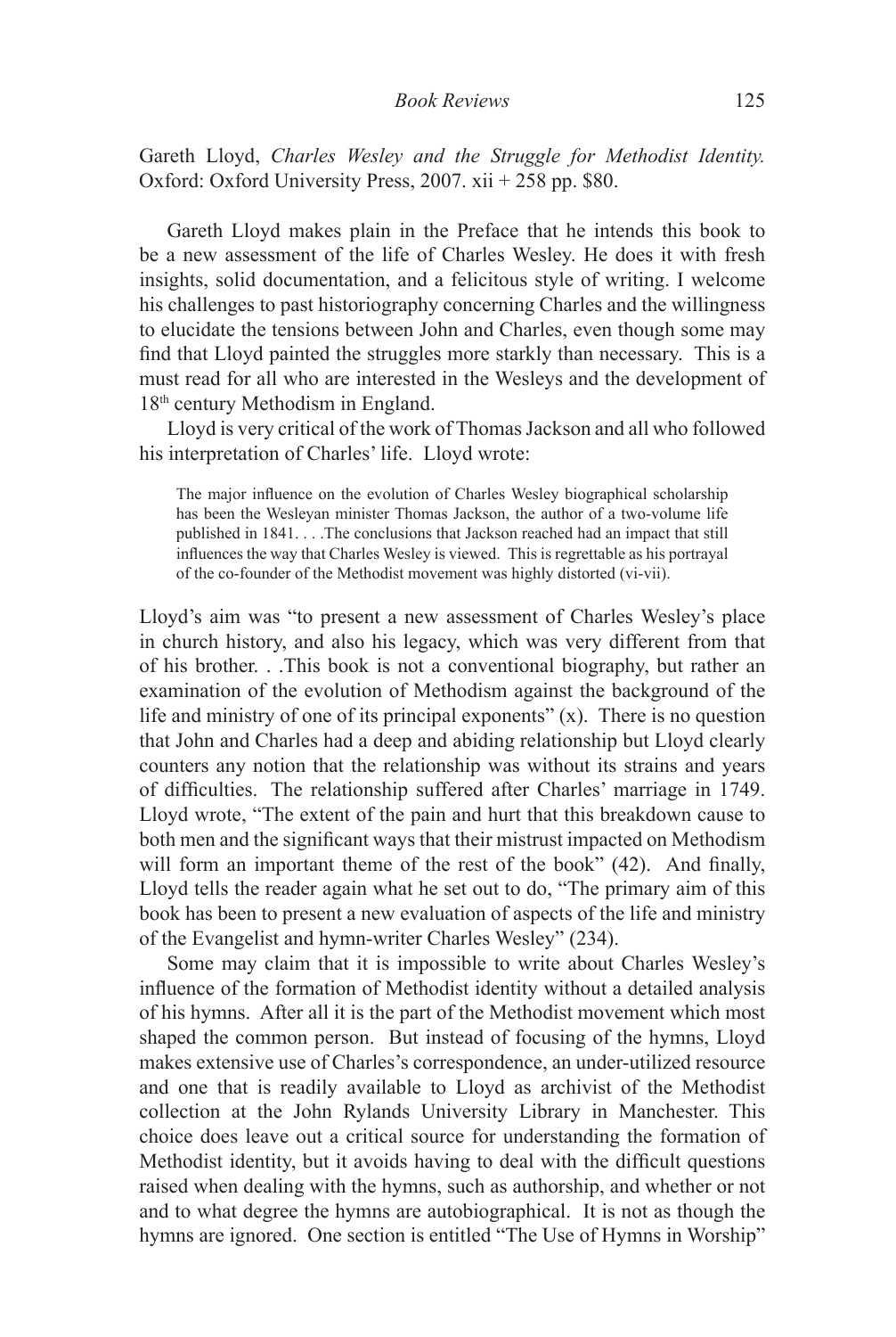Gareth Lloyd, *Charles Wesley and the Struggle for Methodist Identity.* Oxford: Oxford University Press, 2007. xii + 258 pp. $80.

Gareth Lloyd makes plain in the Preface that he intends this book to be a new assessment of the life of Charles Wesley. He does it with fresh insights, solid documentation, and a felicitous style of writing. I welcome his challenges to past historiography concerning Charles and the willingness to elucidate the tensions between John and Charles, even though some may find that Lloyd painted the struggles more starkly than necessary. This is a must read for all who are interested in the Wesleys and the development of 18th century Methodism in England.

Lloyd is very critical of the work of Thomas Jackson and all who followed his interpretation of Charles' life. Lloyd wrote:

> The major influence on the evolution of Charles Wesley biographical scholarship has been the Wesleyan minister Thomas Jackson, the author of a two-volume life published in 1841. . . .The conclusions that Jackson reached had an impact that still influences the way that Charles Wesley is viewed. This is regrettable as his portrayal of the co-founder of the Methodist movement was highly distorted (vi-vii).

Lloyd's aim was "to present a new assessment of Charles Wesley's place in church history, and also his legacy, which was very different from that of his brother. . .This book is not a conventional biography, but rather an examination of the evolution of Methodism against the background of the life and ministry of one of its principal exponents" (x). There is no question that John and Charles had a deep and abiding relationship but Lloyd clearly counters any notion that the relationship was without its strains and years of difficulties. The relationship suffered after Charles' marriage in 1749. Lloyd wrote, "The extent of the pain and hurt that this breakdown cause to both men and the significant ways that their mistrust impacted on Methodism will form an important theme of the rest of the book" (42). And finally, Lloyd tells the reader again what he set out to do, "The primary aim of this book has been to present a new evaluation of aspects of the life and ministry of the Evangelist and hymn-writer Charles Wesley" (234).

Some may claim that it is impossible to write about Charles Wesley's influence of the formation of Methodist identity without a detailed analysis of his hymns. After all it is the part of the Methodist movement which most shaped the common person. But instead of focusing of the hymns, Lloyd makes extensive use of Charles's correspondence, an under-utilized resource and one that is readily available to Lloyd as archivist of the Methodist collection at the John Rylands University Library in Manchester. This choice does leave out a critical source for understanding the formation of Methodist identity, but it avoids having to deal with the difficult questions raised when dealing with the hymns, such as authorship, and whether or not and to what degree the hymns are autobiographical. It is not as though the hymns are ignored. One section is entitled "The Use of Hymns in Worship"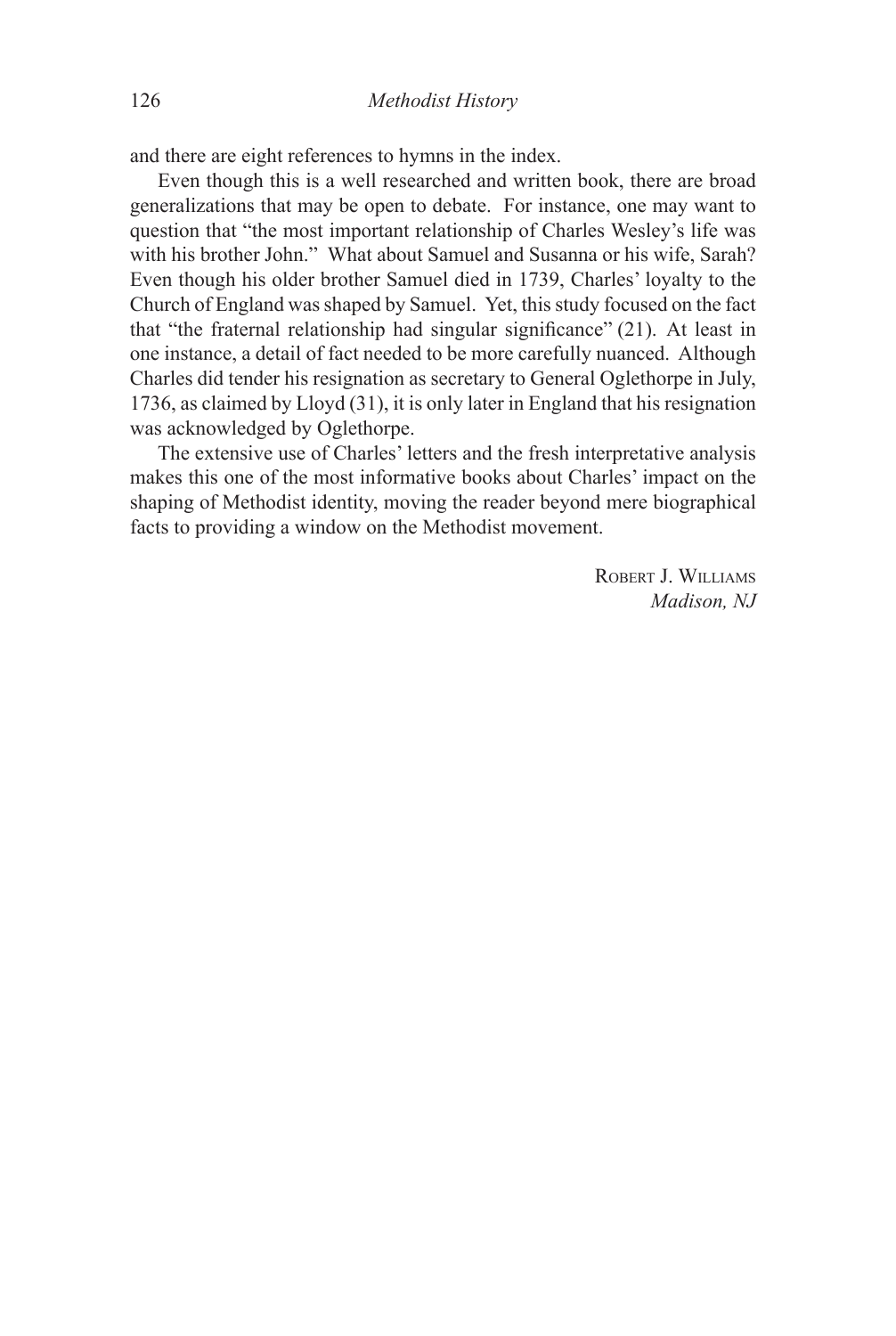and there are eight references to hymns in the index.

Even though this is a well researched and written book, there are broad generalizations that may be open to debate. For instance, one may want to question that "the most important relationship of Charles Wesley's life was with his brother John." What about Samuel and Susanna or his wife, Sarah? Even though his older brother Samuel died in 1739, Charles' loyalty to the Church of England was shaped by Samuel. Yet, this study focused on the fact that "the fraternal relationship had singular significance" (21). At least in one instance, a detail of fact needed to be more carefully nuanced. Although Charles did tender his resignation as secretary to General Oglethorpe in July, 1736, as claimed by Lloyd (31), it is only later in England that his resignation was acknowledged by Oglethorpe.

The extensive use of Charles' letters and the fresh interpretative analysis makes this one of the most informative books about Charles' impact on the shaping of Methodist identity, moving the reader beyond mere biographical facts to providing a window on the Methodist movement.

Robert J. Williams
*Madison, NJ*